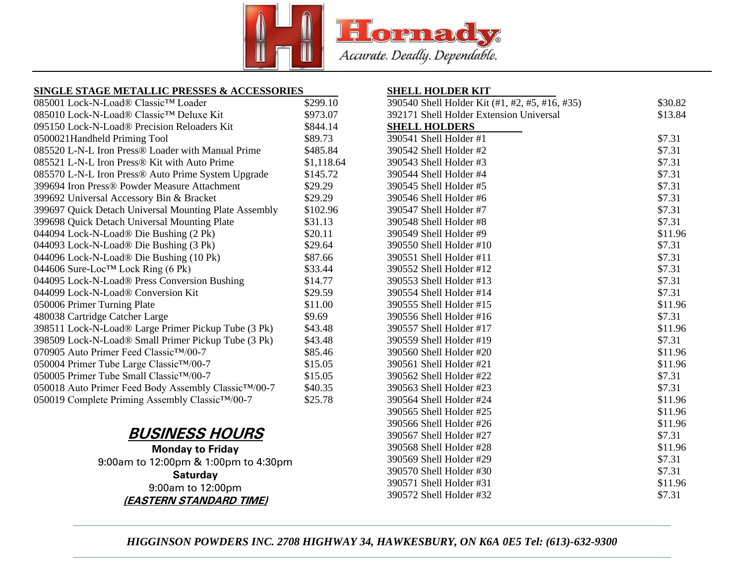# Hornady

*Accurate. Deadly. Dependable.*

## SINGLE STAGE METALLIC PRESSES & ACCESSORIES

| Item | Price |
|---|---|
| 085001 Lock-N-Load® Classic™ Loader | $299.10 |
| 085010 Lock-N-Load® Classic™ Deluxe Kit | $973.07 |
| 095150 Lock-N-Load® Precision Reloaders Kit | $844.14 |
| 0500021Handheld Priming Tool | $89.73 |
| 085520 L-N-L Iron Press® Loader with Manual Prime | $485.84 |
| 085521 L-N-L Iron Press® Kit with Auto Prime | $1,118.64 |
| 085570 L-N-L Iron Press® Auto Prime System Upgrade | $145.72 |
| 399694 Iron Press® Powder Measure Attachment | $29.29 |
| 399692 Universal Accessory Bin & Bracket | $29.29 |
| 399697 Quick Detach Universal Mounting Plate Assembly | $102.96 |
| 399698 Quick Detach Universal Mounting Plate | $31.13 |
| 044094 Lock-N-Load® Die Bushing (2 Pk) | $20.11 |
| 044093 Lock-N-Load® Die Bushing (3 Pk) | $29.64 |
| 044096 Lock-N-Load® Die Bushing (10 Pk) | $87.66 |
| 044606 Sure-Loc™ Lock Ring (6 Pk) | $33.44 |
| 044095 Lock-N-Load® Press Conversion Bushing | $14.77 |
| 044099 Lock-N-Load® Conversion Kit | $29.59 |
| 050006 Primer Turning Plate | $11.00 |
| 480038 Cartridge Catcher Large | $9.69 |
| 398511 Lock-N-Load® Large Primer Pickup Tube (3 Pk) | $43.48 |
| 398509 Lock-N-Load® Small Primer Pickup Tube (3 Pk) | $43.48 |
| 070905 Auto Primer Feed Classic™/00-7 | $85.46 |
| 050004 Primer Tube Large Classic™/00-7 | $15.05 |
| 050005 Primer Tube Small Classic™/00-7 | $15.05 |
| 050018 Auto Primer Feed Body Assembly Classic™/00-7 | $40.35 |
| 050019 Complete Priming Assembly Classic™/00-7 | $25.78 |

## SHELL HOLDER KIT

| Item | Price |
|---|---|
| 390540 Shell Holder Kit (#1, #2, #5, #16, #35) | $30.82 |
| 392171 Shell Holder Extension Universal | $13.84 |

## SHELL HOLDERS

| Item | Price |
|---|---|
| 390541 Shell Holder #1 | $7.31 |
| 390542 Shell Holder #2 | $7.31 |
| 390543 Shell Holder #3 | $7.31 |
| 390544 Shell Holder #4 | $7.31 |
| 390545 Shell Holder #5 | $7.31 |
| 390546 Shell Holder #6 | $7.31 |
| 390547 Shell Holder #7 | $7.31 |
| 390548 Shell Holder #8 | $7.31 |
| 390549 Shell Holder #9 | $11.96 |
| 390550 Shell Holder #10 | $7.31 |
| 390551 Shell Holder #11 | $7.31 |
| 390552 Shell Holder #12 | $7.31 |
| 390553 Shell Holder #13 | $7.31 |
| 390554 Shell Holder #14 | $7.31 |
| 390555 Shell Holder #15 | $11.96 |
| 390556 Shell Holder #16 | $7.31 |
| 390557 Shell Holder #17 | $11.96 |
| 390559 Shell Holder #19 | $7.31 |
| 390560 Shell Holder #20 | $11.96 |
| 390561 Shell Holder #21 | $11.96 |
| 390562 Shell Holder #22 | $7.31 |
| 390563 Shell Holder #23 | $7.31 |
| 390564 Shell Holder #24 | $11.96 |
| 390565 Shell Holder #25 | $11.96 |
| 390566 Shell Holder #26 | $11.96 |
| 390567 Shell Holder #27 | $7.31 |
| 390568 Shell Holder #28 | $11.96 |
| 390569 Shell Holder #29 | $7.31 |
| 390570 Shell Holder #30 | $7.31 |
| 390571 Shell Holder #31 | $11.96 |
| 390572 Shell Holder #32 | $7.31 |

## BUSINESS HOURS

**Monday to Friday**
9:00am to 12:00pm & 1:00pm to 4:30pm
**Saturday**
9:00am to 12:00pm
***(EASTERN STANDARD TIME)***

*HIGGINSON POWDERS INC. 2708 HIGHWAY 34, HAWKESBURY, ON K6A 0E5 Tel: (613)-632-9300*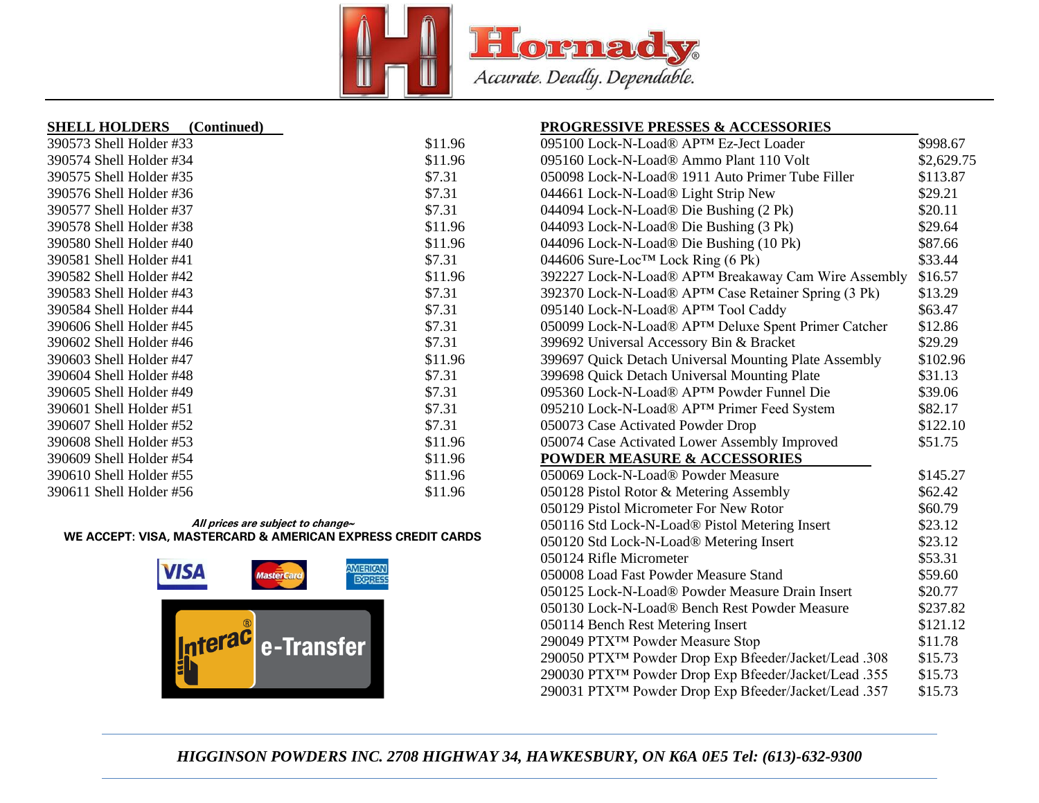## SHELL HOLDERS (Continued)

| Item | Price |
|---|---|
| 390573 Shell Holder #33 | $11.96 |
| 390574 Shell Holder #34 | $11.96 |
| 390575 Shell Holder #35 | $7.31 |
| 390576 Shell Holder #36 | $7.31 |
| 390577 Shell Holder #37 | $7.31 |
| 390578 Shell Holder #38 | $11.96 |
| 390580 Shell Holder #40 | $11.96 |
| 390581 Shell Holder #41 | $7.31 |
| 390582 Shell Holder #42 | $11.96 |
| 390583 Shell Holder #43 | $7.31 |
| 390584 Shell Holder #44 | $7.31 |
| 390606 Shell Holder #45 | $7.31 |
| 390602 Shell Holder #46 | $7.31 |
| 390603 Shell Holder #47 | $11.96 |
| 390604 Shell Holder #48 | $7.31 |
| 390605 Shell Holder #49 | $7.31 |
| 390601 Shell Holder #51 | $7.31 |
| 390607 Shell Holder #52 | $7.31 |
| 390608 Shell Holder #53 | $11.96 |
| 390609 Shell Holder #54 | $11.96 |
| 390610 Shell Holder #55 | $11.96 |
| 390611 Shell Holder #56 | $11.96 |

***All prices are subject to change~***

**WE ACCEPT: VISA, MASTERCARD & AMERICAN EXPRESS CREDIT CARDS**

## PROGRESSIVE PRESSES & ACCESSORIES

| Item | Price |
|---|---|
| 095100 Lock-N-Load® AP™ Ez-Ject Loader | $998.67 |
| 095160 Lock-N-Load® Ammo Plant 110 Volt | $2,629.75 |
| 050098 Lock-N-Load® 1911 Auto Primer Tube Filler | $113.87 |
| 044661 Lock-N-Load® Light Strip New | $29.21 |
| 044094 Lock-N-Load® Die Bushing (2 Pk) | $20.11 |
| 044093 Lock-N-Load® Die Bushing (3 Pk) | $29.64 |
| 044096 Lock-N-Load® Die Bushing (10 Pk) | $87.66 |
| 044606 Sure-Loc™ Lock Ring (6 Pk) | $33.44 |
| 392227 Lock-N-Load® AP™ Breakaway Cam Wire Assembly | $16.57 |
| 392370 Lock-N-Load® AP™ Case Retainer Spring (3 Pk) | $13.29 |
| 095140 Lock-N-Load® AP™ Tool Caddy | $63.47 |
| 050099 Lock-N-Load® AP™ Deluxe Spent Primer Catcher | $12.86 |
| 399692 Universal Accessory Bin & Bracket | $29.29 |
| 399697 Quick Detach Universal Mounting Plate Assembly | $102.96 |
| 399698 Quick Detach Universal Mounting Plate | $31.13 |
| 095360 Lock-N-Load® AP™ Powder Funnel Die | $39.06 |
| 095210 Lock-N-Load® AP™ Primer Feed System | $82.17 |
| 050073 Case Activated Powder Drop | $122.10 |
| 050074 Case Activated Lower Assembly Improved | $51.75 |

## POWDER MEASURE & ACCESSORIES

| Item | Price |
|---|---|
| 050069 Lock-N-Load® Powder Measure | $145.27 |
| 050128 Pistol Rotor & Metering Assembly | $62.42 |
| 050129 Pistol Micrometer For New Rotor | $60.79 |
| 050116 Std Lock-N-Load® Pistol Metering Insert | $23.12 |
| 050120 Std Lock-N-Load® Metering Insert | $23.12 |
| 050124 Rifle Micrometer | $53.31 |
| 050008 Load Fast Powder Measure Stand | $59.60 |
| 050125 Lock-N-Load® Powder Measure Drain Insert | $20.77 |
| 050130 Lock-N-Load® Bench Rest Powder Measure | $237.82 |
| 050114 Bench Rest Metering Insert | $121.12 |
| 290049 PTX™ Powder Measure Stop | $11.78 |
| 290050 PTX™ Powder Drop Exp Bfeeder/Jacket/Lead .308 | $15.73 |
| 290030 PTX™ Powder Drop Exp Bfeeder/Jacket/Lead .355 | $15.73 |
| 290031 PTX™ Powder Drop Exp Bfeeder/Jacket/Lead .357 | $15.73 |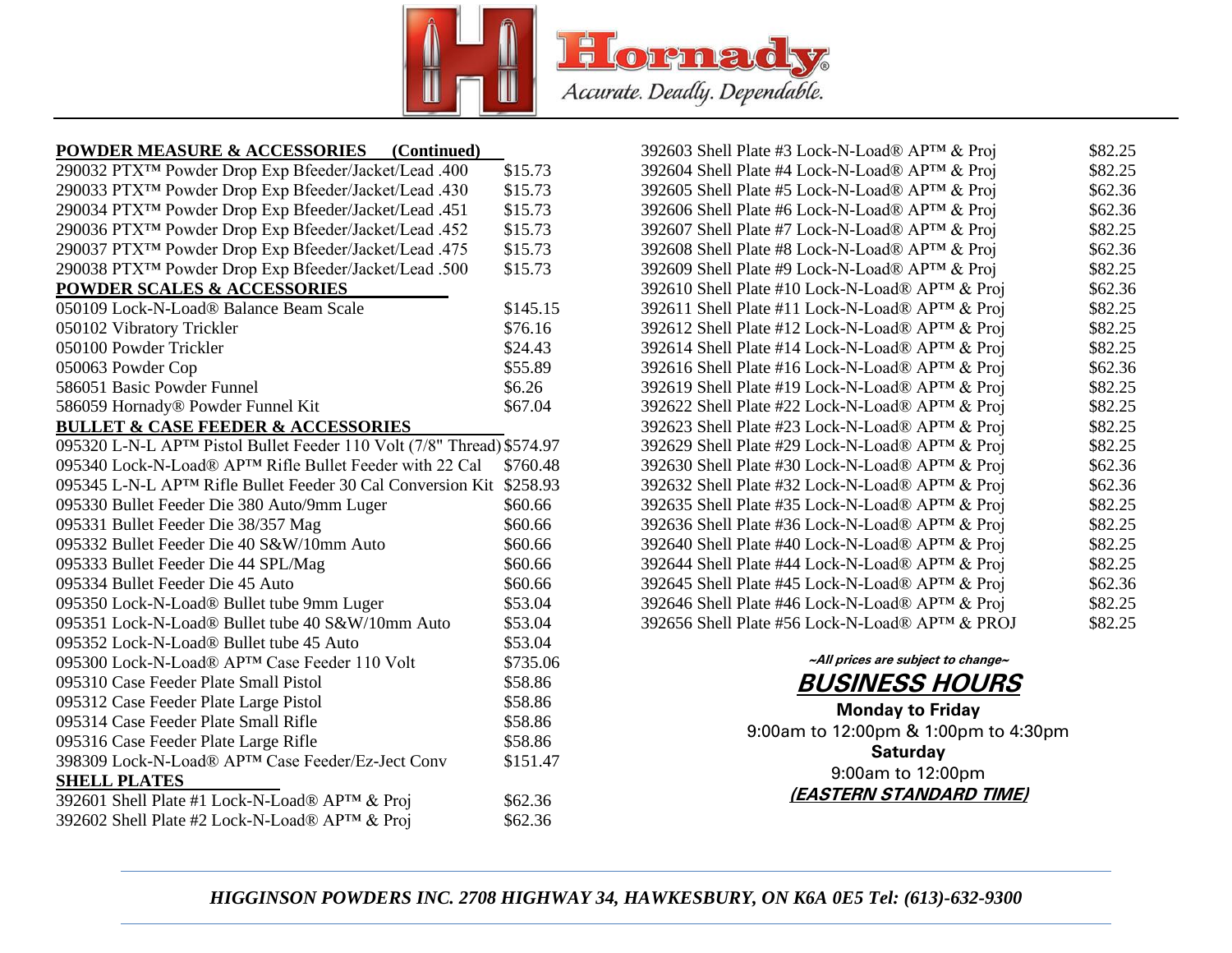## POWDER MEASURE & ACCESSORIES (Continued)

| Item | Price |
|---|---|
| 290032 PTX™ Powder Drop Exp Bfeeder/Jacket/Lead .400 | $15.73 |
| 290033 PTX™ Powder Drop Exp Bfeeder/Jacket/Lead .430 | $15.73 |
| 290034 PTX™ Powder Drop Exp Bfeeder/Jacket/Lead .451 | $15.73 |
| 290036 PTX™ Powder Drop Exp Bfeeder/Jacket/Lead .452 | $15.73 |
| 290037 PTX™ Powder Drop Exp Bfeeder/Jacket/Lead .475 | $15.73 |
| 290038 PTX™ Powder Drop Exp Bfeeder/Jacket/Lead .500 | $15.73 |

## POWDER SCALES & ACCESSORIES

| Item | Price |
|---|---|
| 050109 Lock-N-Load® Balance Beam Scale | $145.15 |
| 050102 Vibratory Trickler | $76.16 |
| 050100 Powder Trickler | $24.43 |
| 050063 Powder Cop | $55.89 |
| 586051 Basic Powder Funnel | $6.26 |
| 586059 Hornady® Powder Funnel Kit | $67.04 |

## BULLET & CASE FEEDER & ACCESSORIES

| Item | Price |
|---|---|
| 095320 L-N-L AP™ Pistol Bullet Feeder 110 Volt (7/8" Thread) | $574.97 |
| 095340 Lock-N-Load® AP™ Rifle Bullet Feeder with 22 Cal | $760.48 |
| 095345 L-N-L AP™ Rifle Bullet Feeder 30 Cal Conversion Kit | $258.93 |
| 095330 Bullet Feeder Die 380 Auto/9mm Luger | $60.66 |
| 095331 Bullet Feeder Die 38/357 Mag | $60.66 |
| 095332 Bullet Feeder Die 40 S&W/10mm Auto | $60.66 |
| 095333 Bullet Feeder Die 44 SPL/Mag | $60.66 |
| 095334 Bullet Feeder Die 45 Auto | $60.66 |
| 095350 Lock-N-Load® Bullet tube 9mm Luger | $53.04 |
| 095351 Lock-N-Load® Bullet tube 40 S&W/10mm Auto | $53.04 |
| 095352 Lock-N-Load® Bullet tube 45 Auto | $53.04 |
| 095300 Lock-N-Load® AP™ Case Feeder 110 Volt | $735.06 |
| 095310 Case Feeder Plate Small Pistol | $58.86 |
| 095312 Case Feeder Plate Large Pistol | $58.86 |
| 095314 Case Feeder Plate Small Rifle | $58.86 |
| 095316 Case Feeder Plate Large Rifle | $58.86 |
| 398309 Lock-N-Load® AP™ Case Feeder/Ez-Ject Conv | $151.47 |

## SHELL PLATES

| Item | Price |
|---|---|
| 392601 Shell Plate #1 Lock-N-Load® AP™ & Proj | $62.36 |
| 392602 Shell Plate #2 Lock-N-Load® AP™ & Proj | $62.36 |
| 392603 Shell Plate #3 Lock-N-Load® AP™ & Proj | $82.25 |
| 392604 Shell Plate #4 Lock-N-Load® AP™ & Proj | $82.25 |
| 392605 Shell Plate #5 Lock-N-Load® AP™ & Proj | $62.36 |
| 392606 Shell Plate #6 Lock-N-Load® AP™ & Proj | $62.36 |
| 392607 Shell Plate #7 Lock-N-Load® AP™ & Proj | $82.25 |
| 392608 Shell Plate #8 Lock-N-Load® AP™ & Proj | $62.36 |
| 392609 Shell Plate #9 Lock-N-Load® AP™ & Proj | $82.25 |
| 392610 Shell Plate #10 Lock-N-Load® AP™ & Proj | $62.36 |
| 392611 Shell Plate #11 Lock-N-Load® AP™ & Proj | $82.25 |
| 392612 Shell Plate #12 Lock-N-Load® AP™ & Proj | $82.25 |
| 392614 Shell Plate #14 Lock-N-Load® AP™ & Proj | $82.25 |
| 392616 Shell Plate #16 Lock-N-Load® AP™ & Proj | $62.36 |
| 392619 Shell Plate #19 Lock-N-Load® AP™ & Proj | $82.25 |
| 392622 Shell Plate #22 Lock-N-Load® AP™ & Proj | $82.25 |
| 392623 Shell Plate #23 Lock-N-Load® AP™ & Proj | $82.25 |
| 392629 Shell Plate #29 Lock-N-Load® AP™ & Proj | $82.25 |
| 392630 Shell Plate #30 Lock-N-Load® AP™ & Proj | $62.36 |
| 392632 Shell Plate #32 Lock-N-Load® AP™ & Proj | $62.36 |
| 392635 Shell Plate #35 Lock-N-Load® AP™ & Proj | $82.25 |
| 392636 Shell Plate #36 Lock-N-Load® AP™ & Proj | $82.25 |
| 392640 Shell Plate #40 Lock-N-Load® AP™ & Proj | $82.25 |
| 392644 Shell Plate #44 Lock-N-Load® AP™ & Proj | $82.25 |
| 392645 Shell Plate #45 Lock-N-Load® AP™ & Proj | $62.36 |
| 392646 Shell Plate #46 Lock-N-Load® AP™ & Proj | $82.25 |
| 392656 Shell Plate #56 Lock-N-Load® AP™ & PROJ | $82.25 |

***~All prices are subject to change~***

## ***BUSINESS HOURS***

**Monday to Friday**
9:00am to 12:00pm & 1:00pm to 4:30pm
**Saturday**
9:00am to 12:00pm
***(EASTERN STANDARD TIME)***

*HIGGINSON POWDERS INC. 2708 HIGHWAY 34, HAWKESBURY, ON K6A 0E5 Tel: (613)-632-9300*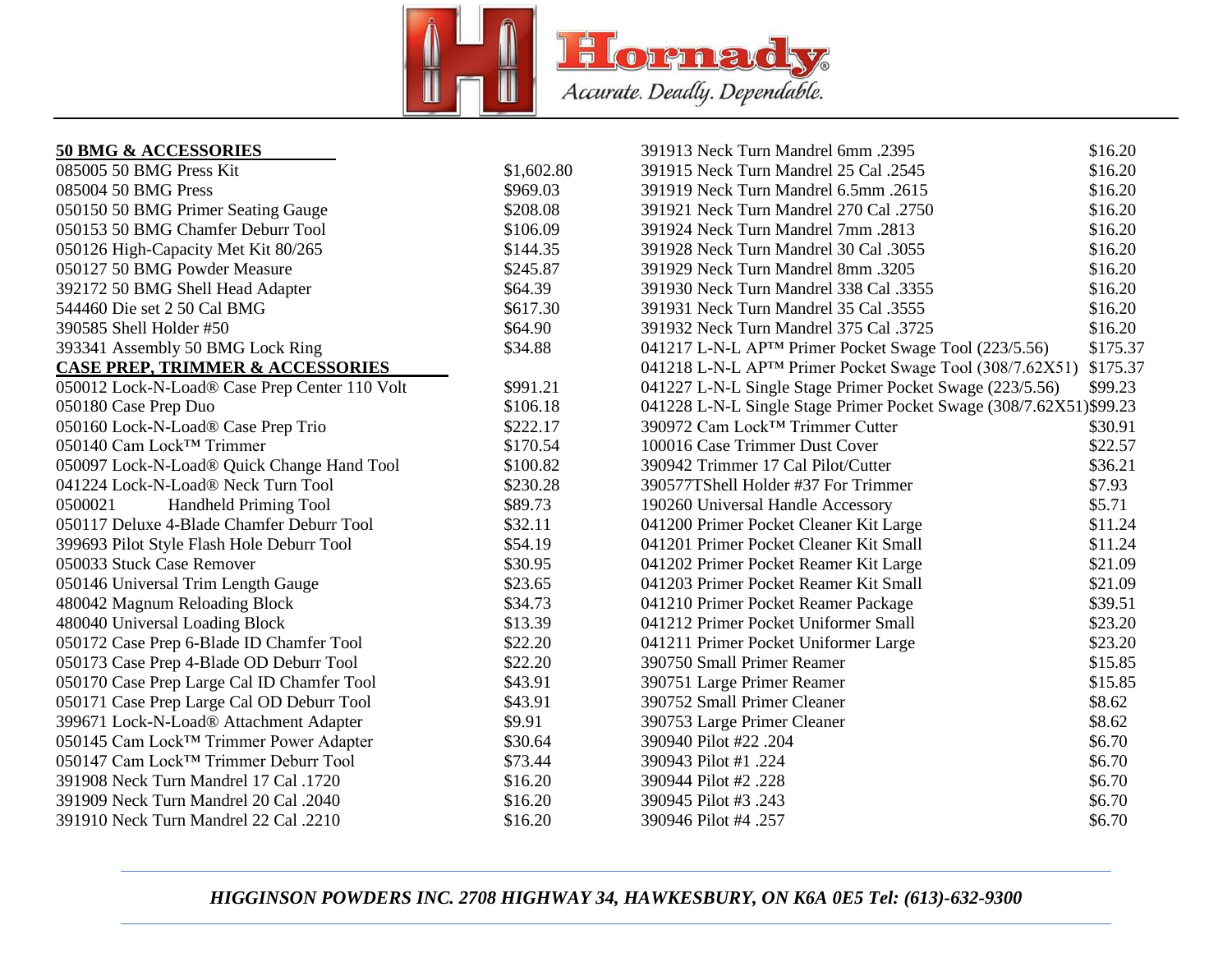Hornady® Accurate. Deadly. Dependable.

| **50 BMG & ACCESSORIES** | |
|---|---|
| 085005 50 BMG Press Kit | $1,602.80 |
| 085004 50 BMG Press | $969.03 |
| 050150 50 BMG Primer Seating Gauge | $208.08 |
| 050153 50 BMG Chamfer Deburr Tool | $106.09 |
| 050126 High-Capacity Met Kit 80/265 | $144.35 |
| 050127 50 BMG Powder Measure | $245.87 |
| 392172 50 BMG Shell Head Adapter | $64.39 |
| 544460 Die set 2 50 Cal BMG | $617.30 |
| 390585 Shell Holder #50 | $64.90 |
| 393341 Assembly 50 BMG Lock Ring | $34.88 |
| **CASE PREP, TRIMMER & ACCESSORIES** | |
| 050012 Lock-N-Load® Case Prep Center 110 Volt | $991.21 |
| 050180 Case Prep Duo | $106.18 |
| 050160 Lock-N-Load® Case Prep Trio | $222.17 |
| 050140 Cam Lock™ Trimmer | $170.54 |
| 050097 Lock-N-Load® Quick Change Hand Tool | $100.82 |
| 041224 Lock-N-Load® Neck Turn Tool | $230.28 |
| 0500021 Handheld Priming Tool | $89.73 |
| 050117 Deluxe 4-Blade Chamfer Deburr Tool | $32.11 |
| 399693 Pilot Style Flash Hole Deburr Tool | $54.19 |
| 050033 Stuck Case Remover | $30.95 |
| 050146 Universal Trim Length Gauge | $23.65 |
| 480042 Magnum Reloading Block | $34.73 |
| 480040 Universal Loading Block | $13.39 |
| 050172 Case Prep 6-Blade ID Chamfer Tool | $22.20 |
| 050173 Case Prep 4-Blade OD Deburr Tool | $22.20 |
| 050170 Case Prep Large Cal ID Chamfer Tool | $43.91 |
| 050171 Case Prep Large Cal OD Deburr Tool | $43.91 |
| 399671 Lock-N-Load® Attachment Adapter | $9.91 |
| 050145 Cam Lock™ Trimmer Power Adapter | $30.64 |
| 050147 Cam Lock™ Trimmer Deburr Tool | $73.44 |
| 391908 Neck Turn Mandrel 17 Cal .1720 | $16.20 |
| 391909 Neck Turn Mandrel 20 Cal .2040 | $16.20 |
| 391910 Neck Turn Mandrel 22 Cal .2210 | $16.20 |
| 391913 Neck Turn Mandrel 6mm .2395 | $16.20 |
| 391915 Neck Turn Mandrel 25 Cal .2545 | $16.20 |
| 391919 Neck Turn Mandrel 6.5mm .2615 | $16.20 |
| 391921 Neck Turn Mandrel 270 Cal .2750 | $16.20 |
| 391924 Neck Turn Mandrel 7mm .2813 | $16.20 |
| 391928 Neck Turn Mandrel 30 Cal .3055 | $16.20 |
| 391929 Neck Turn Mandrel 8mm .3205 | $16.20 |
| 391930 Neck Turn Mandrel 338 Cal .3355 | $16.20 |
| 391931 Neck Turn Mandrel 35 Cal .3555 | $16.20 |
| 391932 Neck Turn Mandrel 375 Cal .3725 | $16.20 |
| 041217 L-N-L AP™ Primer Pocket Swage Tool (223/5.56) | $175.37 |
| 041218 L-N-L AP™ Primer Pocket Swage Tool (308/7.62X51) | $175.37 |
| 041227 L-N-L Single Stage Primer Pocket Swage (223/5.56) | $99.23 |
| 041228 L-N-L Single Stage Primer Pocket Swage (308/7.62X51) | $99.23 |
| 390972 Cam Lock™ Trimmer Cutter | $30.91 |
| 100016 Case Trimmer Dust Cover | $22.57 |
| 390942 Trimmer 17 Cal Pilot/Cutter | $36.21 |
| 390577TShell Holder #37 For Trimmer | $7.93 |
| 190260 Universal Handle Accessory | $5.71 |
| 041200 Primer Pocket Cleaner Kit Large | $11.24 |
| 041201 Primer Pocket Cleaner Kit Small | $11.24 |
| 041202 Primer Pocket Reamer Kit Large | $21.09 |
| 041203 Primer Pocket Reamer Kit Small | $21.09 |
| 041210 Primer Pocket Reamer Package | $39.51 |
| 041212 Primer Pocket Uniformer Small | $23.20 |
| 041211 Primer Pocket Uniformer Large | $23.20 |
| 390750 Small Primer Reamer | $15.85 |
| 390751 Large Primer Reamer | $15.85 |
| 390752 Small Primer Cleaner | $8.62 |
| 390753 Large Primer Cleaner | $8.62 |
| 390940 Pilot #22 .204 | $6.70 |
| 390943 Pilot #1 .224 | $6.70 |
| 390944 Pilot #2 .228 | $6.70 |
| 390945 Pilot #3 .243 | $6.70 |
| 390946 Pilot #4 .257 | $6.70 |

*HIGGINSON POWDERS INC. 2708 HIGHWAY 34, HAWKESBURY, ON K6A 0E5 Tel: (613)-632-9300*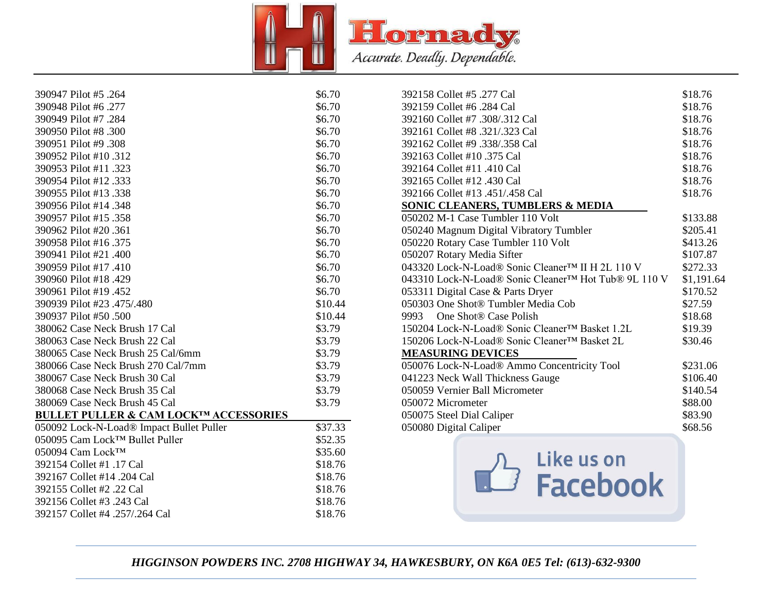| Item | Price |
|---|---|
| 390947 Pilot #5 .264 | $6.70 |
| 390948 Pilot #6 .277 | $6.70 |
| 390949 Pilot #7 .284 | $6.70 |
| 390950 Pilot #8 .300 | $6.70 |
| 390951 Pilot #9 .308 | $6.70 |
| 390952 Pilot #10 .312 | $6.70 |
| 390953 Pilot #11 .323 | $6.70 |
| 390954 Pilot #12 .333 | $6.70 |
| 390955 Pilot #13 .338 | $6.70 |
| 390956 Pilot #14 .348 | $6.70 |
| 390957 Pilot #15 .358 | $6.70 |
| 390962 Pilot #20 .361 | $6.70 |
| 390958 Pilot #16 .375 | $6.70 |
| 390941 Pilot #21 .400 | $6.70 |
| 390959 Pilot #17 .410 | $6.70 |
| 390960 Pilot #18 .429 | $6.70 |
| 390961 Pilot #19 .452 | $6.70 |
| 390939 Pilot #23 .475/.480 | $10.44 |
| 390937 Pilot #50 .500 | $10.44 |
| 380062 Case Neck Brush 17 Cal | $3.79 |
| 380063 Case Neck Brush 22 Cal | $3.79 |
| 380065 Case Neck Brush 25 Cal/6mm | $3.79 |
| 380066 Case Neck Brush 270 Cal/7mm | $3.79 |
| 380067 Case Neck Brush 30 Cal | $3.79 |
| 380068 Case Neck Brush 35 Cal | $3.79 |
| 380069 Case Neck Brush 45 Cal | $3.79 |

**BULLET PULLER & CAM LOCK™ ACCESSORIES**

| Item | Price |
|---|---|
| 050092 Lock-N-Load® Impact Bullet Puller | $37.33 |
| 050095 Cam Lock™ Bullet Puller | $52.35 |
| 050094 Cam Lock™ | $35.60 |
| 392154 Collet #1 .17 Cal | $18.76 |
| 392167 Collet #14 .204 Cal | $18.76 |
| 392155 Collet #2 .22 Cal | $18.76 |
| 392156 Collet #3 .243 Cal | $18.76 |
| 392157 Collet #4 .257/.264 Cal | $18.76 |
| 392158 Collet #5 .277 Cal | $18.76 |
| 392159 Collet #6 .284 Cal | $18.76 |
| 392160 Collet #7 .308/.312 Cal | $18.76 |
| 392161 Collet #8 .321/.323 Cal | $18.76 |
| 392162 Collet #9 .338/.358 Cal | $18.76 |
| 392163 Collet #10 .375 Cal | $18.76 |
| 392164 Collet #11 .410 Cal | $18.76 |
| 392165 Collet #12 .430 Cal | $18.76 |
| 392166 Collet #13 .451/.458 Cal | $18.76 |

**SONIC CLEANERS, TUMBLERS & MEDIA**

| Item | Price |
|---|---|
| 050202 M-1 Case Tumbler 110 Volt | $133.88 |
| 050240 Magnum Digital Vibratory Tumbler | $205.41 |
| 050220 Rotary Case Tumbler 110 Volt | $413.26 |
| 050207 Rotary Media Sifter | $107.87 |
| 043320 Lock-N-Load® Sonic Cleaner™ II H 2L 110 V | $272.33 |
| 043310 Lock-N-Load® Sonic Cleaner™ Hot Tub® 9L 110 V | $1,191.64 |
| 053311 Digital Case & Parts Dryer | $170.52 |
| 050303 One Shot® Tumbler Media Cob | $27.59 |
| 9993 One Shot® Case Polish | $18.68 |
| 150204 Lock-N-Load® Sonic Cleaner™ Basket 1.2L | $19.39 |
| 150206 Lock-N-Load® Sonic Cleaner™ Basket 2L | $30.46 |

**MEASURING DEVICES**

| Item | Price |
|---|---|
| 050076 Lock-N-Load® Ammo Concentricity Tool | $231.06 |
| 041223 Neck Wall Thickness Gauge | $106.40 |
| 050059 Vernier Ball Micrometer | $140.54 |
| 050072 Micrometer | $88.00 |
| 050075 Steel Dial Caliper | $83.90 |
| 050080 Digital Caliper | $68.56 |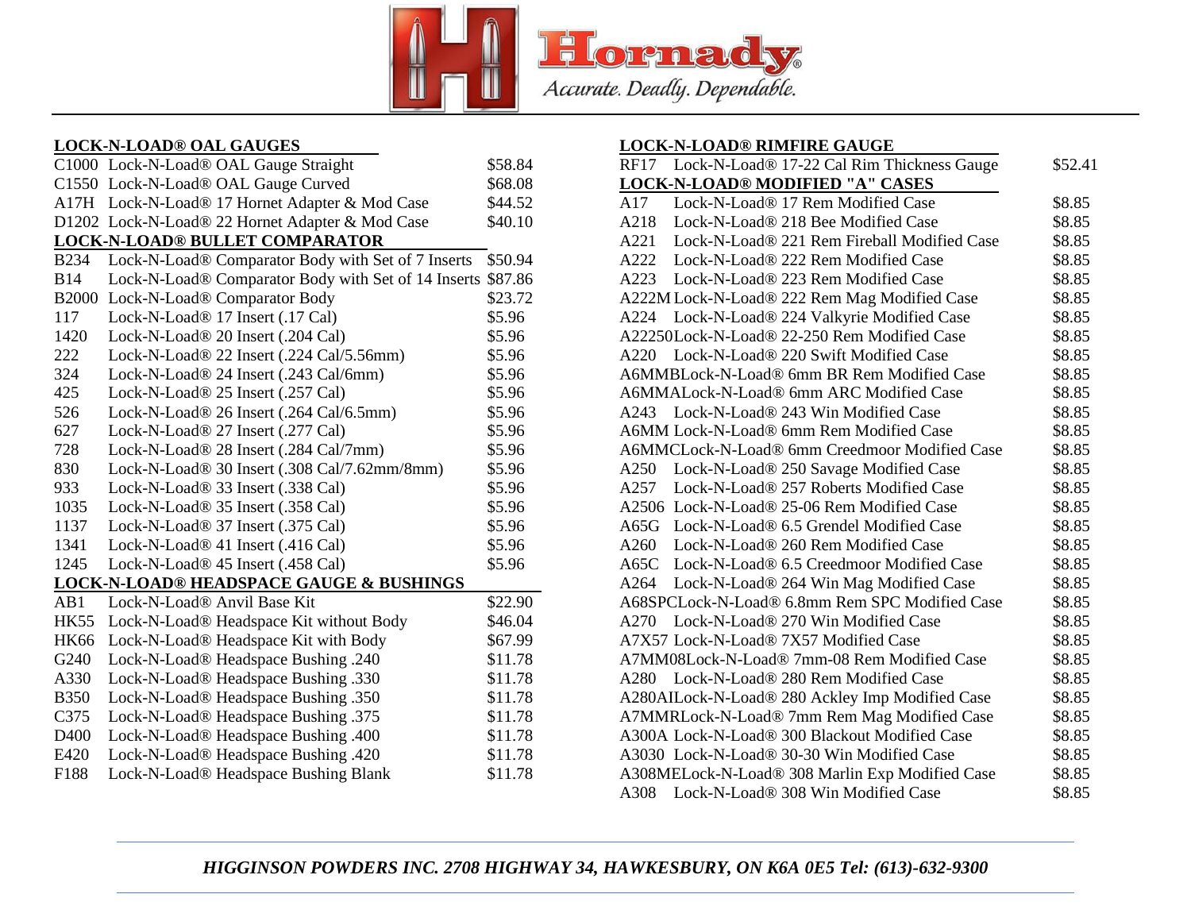Hornady — *Accurate. Deadly. Dependable.*

## LOCK-N-LOAD® OAL GAUGES

| Code | Description | Price |
|---|---|---|
| C1000 | Lock-N-Load® OAL Gauge Straight | $58.84 |
| C1550 | Lock-N-Load® OAL Gauge Curved | $68.08 |
| A17H | Lock-N-Load® 17 Hornet Adapter & Mod Case | $44.52 |
| D1202 | Lock-N-Load® 22 Hornet Adapter & Mod Case | $40.10 |

## LOCK-N-LOAD® BULLET COMPARATOR

| Code | Description | Price |
|---|---|---|
| B234 | Lock-N-Load® Comparator Body with Set of 7 Inserts | $50.94 |
| B14 | Lock-N-Load® Comparator Body with Set of 14 Inserts | $87.86 |
| B2000 | Lock-N-Load® Comparator Body | $23.72 |
| 117 | Lock-N-Load® 17 Insert (.17 Cal) | $5.96 |
| 1420 | Lock-N-Load® 20 Insert (.204 Cal) | $5.96 |
| 222 | Lock-N-Load® 22 Insert (.224 Cal/5.56mm) | $5.96 |
| 324 | Lock-N-Load® 24 Insert (.243 Cal/6mm) | $5.96 |
| 425 | Lock-N-Load® 25 Insert (.257 Cal) | $5.96 |
| 526 | Lock-N-Load® 26 Insert (.264 Cal/6.5mm) | $5.96 |
| 627 | Lock-N-Load® 27 Insert (.277 Cal) | $5.96 |
| 728 | Lock-N-Load® 28 Insert (.284 Cal/7mm) | $5.96 |
| 830 | Lock-N-Load® 30 Insert (.308 Cal/7.62mm/8mm) | $5.96 |
| 933 | Lock-N-Load® 33 Insert (.338 Cal) | $5.96 |
| 1035 | Lock-N-Load® 35 Insert (.358 Cal) | $5.96 |
| 1137 | Lock-N-Load® 37 Insert (.375 Cal) | $5.96 |
| 1341 | Lock-N-Load® 41 Insert (.416 Cal) | $5.96 |
| 1245 | Lock-N-Load® 45 Insert (.458 Cal) | $5.96 |

## LOCK-N-LOAD® HEADSPACE GAUGE & BUSHINGS

| Code | Description | Price |
|---|---|---|
| AB1 | Lock-N-Load® Anvil Base Kit | $22.90 |
| HK55 | Lock-N-Load® Headspace Kit without Body | $46.04 |
| HK66 | Lock-N-Load® Headspace Kit with Body | $67.99 |
| G240 | Lock-N-Load® Headspace Bushing .240 | $11.78 |
| A330 | Lock-N-Load® Headspace Bushing .330 | $11.78 |
| B350 | Lock-N-Load® Headspace Bushing .350 | $11.78 |
| C375 | Lock-N-Load® Headspace Bushing .375 | $11.78 |
| D400 | Lock-N-Load® Headspace Bushing .400 | $11.78 |
| E420 | Lock-N-Load® Headspace Bushing .420 | $11.78 |
| F188 | Lock-N-Load® Headspace Bushing Blank | $11.78 |

## LOCK-N-LOAD® RIMFIRE GAUGE

| Code | Description | Price |
|---|---|---|
| RF17 | Lock-N-Load® 17-22 Cal Rim Thickness Gauge | $52.41 |

## LOCK-N-LOAD® MODIFIED "A" CASES

| Code | Description | Price |
|---|---|---|
| A17 | Lock-N-Load® 17 Rem Modified Case | $8.85 |
| A218 | Lock-N-Load® 218 Bee Modified Case | $8.85 |
| A221 | Lock-N-Load® 221 Rem Fireball Modified Case | $8.85 |
| A222 | Lock-N-Load® 222 Rem Modified Case | $8.85 |
| A223 | Lock-N-Load® 223 Rem Modified Case | $8.85 |
| A222M | Lock-N-Load® 222 Rem Mag Modified Case | $8.85 |
| A224 | Lock-N-Load® 224 Valkyrie Modified Case | $8.85 |
| A22250 | Lock-N-Load® 22-250 Rem Modified Case | $8.85 |
| A220 | Lock-N-Load® 220 Swift Modified Case | $8.85 |
| A6MMB | Lock-N-Load® 6mm BR Rem Modified Case | $8.85 |
| A6MMA | Lock-N-Load® 6mm ARC Modified Case | $8.85 |
| A243 | Lock-N-Load® 243 Win Modified Case | $8.85 |
| A6MM | Lock-N-Load® 6mm Rem Modified Case | $8.85 |
| A6MMC | Lock-N-Load® 6mm Creedmoor Modified Case | $8.85 |
| A250 | Lock-N-Load® 250 Savage Modified Case | $8.85 |
| A257 | Lock-N-Load® 257 Roberts Modified Case | $8.85 |
| A2506 | Lock-N-Load® 25-06 Rem Modified Case | $8.85 |
| A65G | Lock-N-Load® 6.5 Grendel Modified Case | $8.85 |
| A260 | Lock-N-Load® 260 Rem Modified Case | $8.85 |
| A65C | Lock-N-Load® 6.5 Creedmoor Modified Case | $8.85 |
| A264 | Lock-N-Load® 264 Win Mag Modified Case | $8.85 |
| A68SPC | Lock-N-Load® 6.8mm Rem SPC Modified Case | $8.85 |
| A270 | Lock-N-Load® 270 Win Modified Case | $8.85 |
| A7X57 | Lock-N-Load® 7X57 Modified Case | $8.85 |
| A7MM08 | Lock-N-Load® 7mm-08 Rem Modified Case | $8.85 |
| A280 | Lock-N-Load® 280 Rem Modified Case | $8.85 |
| A280AI | Lock-N-Load® 280 Ackley Imp Modified Case | $8.85 |
| A7MMR | Lock-N-Load® 7mm Rem Mag Modified Case | $8.85 |
| A300A | Lock-N-Load® 300 Blackout Modified Case | $8.85 |
| A3030 | Lock-N-Load® 30-30 Win Modified Case | $8.85 |
| A308ME | Lock-N-Load® 308 Marlin Exp Modified Case | $8.85 |
| A308 | Lock-N-Load® 308 Win Modified Case | $8.85 |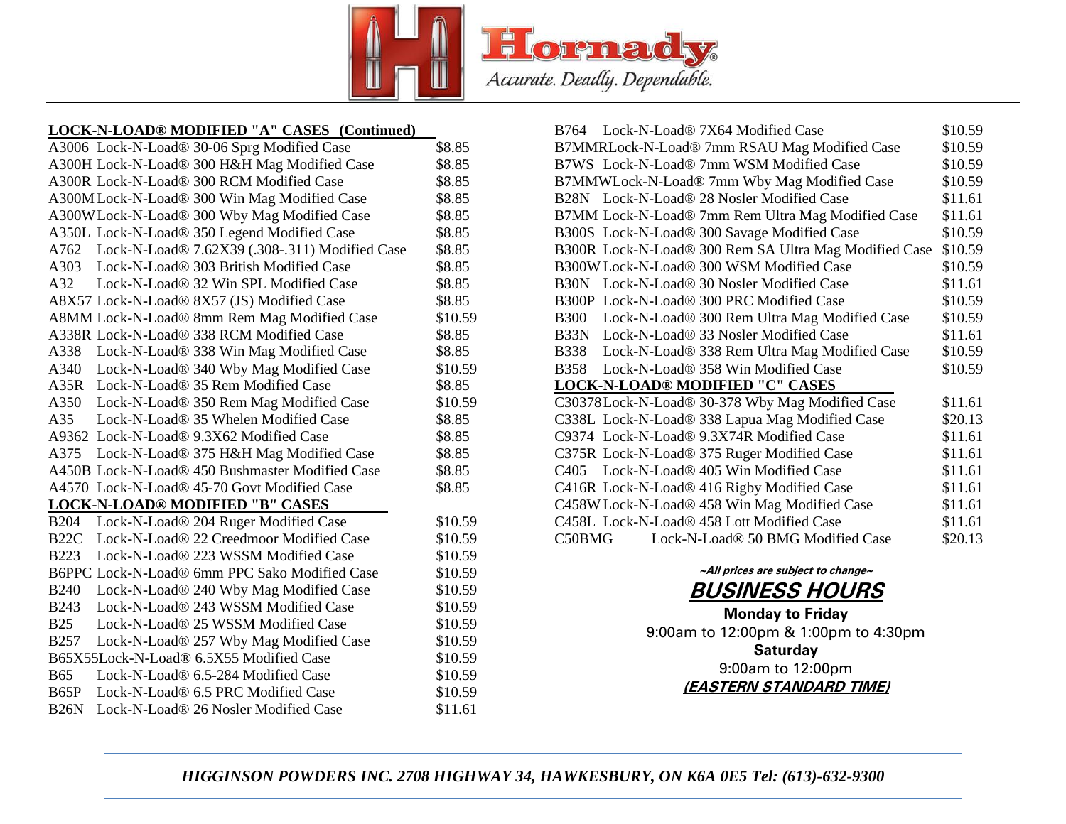Hornady

*Accurate. Deadly. Dependable.*

## LOCK-N-LOAD® MODIFIED "A" CASES (Continued)

| Code | Description | Price |
|---|---|---|
| A3006 | Lock-N-Load® 30-06 Sprg Modified Case | $8.85 |
| A300H | Lock-N-Load® 300 H&H Mag Modified Case | $8.85 |
| A300R | Lock-N-Load® 300 RCM Modified Case | $8.85 |
| A300M | Lock-N-Load® 300 Win Mag Modified Case | $8.85 |
| A300W | Lock-N-Load® 300 Wby Mag Modified Case | $8.85 |
| A350L | Lock-N-Load® 350 Legend Modified Case | $8.85 |
| A762 | Lock-N-Load® 7.62X39 (.308-.311) Modified Case | $8.85 |
| A303 | Lock-N-Load® 303 British Modified Case | $8.85 |
| A32 | Lock-N-Load® 32 Win SPL Modified Case | $8.85 |
| A8X57 | Lock-N-Load® 8X57 (JS) Modified Case | $8.85 |
| A8MM | Lock-N-Load® 8mm Rem Mag Modified Case | $10.59 |
| A338R | Lock-N-Load® 338 RCM Modified Case | $8.85 |
| A338 | Lock-N-Load® 338 Win Mag Modified Case | $8.85 |
| A340 | Lock-N-Load® 340 Wby Mag Modified Case | $10.59 |
| A35R | Lock-N-Load® 35 Rem Modified Case | $8.85 |
| A350 | Lock-N-Load® 350 Rem Mag Modified Case | $10.59 |
| A35 | Lock-N-Load® 35 Whelen Modified Case | $8.85 |
| A9362 | Lock-N-Load® 9.3X62 Modified Case | $8.85 |
| A375 | Lock-N-Load® 375 H&H Mag Modified Case | $8.85 |
| A450B | Lock-N-Load® 450 Bushmaster Modified Case | $8.85 |
| A4570 | Lock-N-Load® 45-70 Govt Modified Case | $8.85 |

## LOCK-N-LOAD® MODIFIED "B" CASES

| Code | Description | Price |
|---|---|---|
| B204 | Lock-N-Load® 204 Ruger Modified Case | $10.59 |
| B22C | Lock-N-Load® 22 Creedmoor Modified Case | $10.59 |
| B223 | Lock-N-Load® 223 WSSM Modified Case | $10.59 |
| B6PPC | Lock-N-Load® 6mm PPC Sako Modified Case | $10.59 |
| B240 | Lock-N-Load® 240 Wby Mag Modified Case | $10.59 |
| B243 | Lock-N-Load® 243 WSSM Modified Case | $10.59 |
| B25 | Lock-N-Load® 25 WSSM Modified Case | $10.59 |
| B257 | Lock-N-Load® 257 Wby Mag Modified Case | $10.59 |
| B65X55 | Lock-N-Load® 6.5X55 Modified Case | $10.59 |
| B65 | Lock-N-Load® 6.5-284 Modified Case | $10.59 |
| B65P | Lock-N-Load® 6.5 PRC Modified Case | $10.59 |
| B26N | Lock-N-Load® 26 Nosler Modified Case | $11.61 |
| B764 | Lock-N-Load® 7X64 Modified Case | $10.59 |
| B7MMR | Lock-N-Load® 7mm RSAU Mag Modified Case | $10.59 |
| B7WS | Lock-N-Load® 7mm WSM Modified Case | $10.59 |
| B7MMW | Lock-N-Load® 7mm Wby Mag Modified Case | $10.59 |
| B28N | Lock-N-Load® 28 Nosler Modified Case | $11.61 |
| B7MM | Lock-N-Load® 7mm Rem Ultra Mag Modified Case | $11.61 |
| B300S | Lock-N-Load® 300 Savage Modified Case | $10.59 |
| B300R | Lock-N-Load® 300 Rem SA Ultra Mag Modified Case | $10.59 |
| B300W | Lock-N-Load® 300 WSM Modified Case | $10.59 |
| B30N | Lock-N-Load® 30 Nosler Modified Case | $11.61 |
| B300P | Lock-N-Load® 300 PRC Modified Case | $10.59 |
| B300 | Lock-N-Load® 300 Rem Ultra Mag Modified Case | $10.59 |
| B33N | Lock-N-Load® 33 Nosler Modified Case | $11.61 |
| B338 | Lock-N-Load® 338 Rem Ultra Mag Modified Case | $10.59 |
| B358 | Lock-N-Load® 358 Win Modified Case | $10.59 |

## LOCK-N-LOAD® MODIFIED "C" CASES

| Code | Description | Price |
|---|---|---|
| C30378 | Lock-N-Load® 30-378 Wby Mag Modified Case | $11.61 |
| C338L | Lock-N-Load® 338 Lapua Mag Modified Case | $20.13 |
| C9374 | Lock-N-Load® 9.3X74R Modified Case | $11.61 |
| C375R | Lock-N-Load® 375 Ruger Modified Case | $11.61 |
| C405 | Lock-N-Load® 405 Win Modified Case | $11.61 |
| C416R | Lock-N-Load® 416 Rigby Modified Case | $11.61 |
| C458W | Lock-N-Load® 458 Win Mag Modified Case | $11.61 |
| C458L | Lock-N-Load® 458 Lott Modified Case | $11.61 |
| C50BMG | Lock-N-Load® 50 BMG Modified Case | $20.13 |

***~All prices are subject to change~***

## ***BUSINESS HOURS***

**Monday to Friday**

9:00am to 12:00pm & 1:00pm to 4:30pm

**Saturday**

9:00am to 12:00pm

***(EASTERN STANDARD TIME)***

***HIGGINSON POWDERS INC. 2708 HIGHWAY 34, HAWKESBURY, ON K6A 0E5 Tel: (613)-632-9300***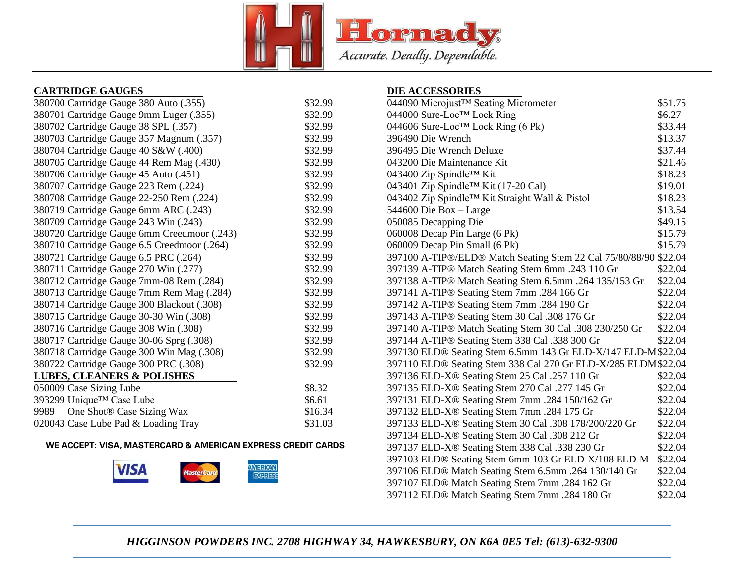Hornady
*Accurate. Deadly. Dependable.*

## CARTRIDGE GAUGES

| Item | Price |
|---|---|
| 380700 Cartridge Gauge 380 Auto (.355) | $32.99 |
| 380701 Cartridge Gauge 9mm Luger (.355) | $32.99 |
| 380702 Cartridge Gauge 38 SPL (.357) | $32.99 |
| 380703 Cartridge Gauge 357 Magnum (.357) | $32.99 |
| 380704 Cartridge Gauge 40 S&W (.400) | $32.99 |
| 380705 Cartridge Gauge 44 Rem Mag (.430) | $32.99 |
| 380706 Cartridge Gauge 45 Auto (.451) | $32.99 |
| 380707 Cartridge Gauge 223 Rem (.224) | $32.99 |
| 380708 Cartridge Gauge 22-250 Rem (.224) | $32.99 |
| 380719 Cartridge Gauge 6mm ARC (.243) | $32.99 |
| 380709 Cartridge Gauge 243 Win (.243) | $32.99 |
| 380720 Cartridge Gauge 6mm Creedmoor (.243) | $32.99 |
| 380710 Cartridge Gauge 6.5 Creedmoor (.264) | $32.99 |
| 380721 Cartridge Gauge 6.5 PRC (.264) | $32.99 |
| 380711 Cartridge Gauge 270 Win (.277) | $32.99 |
| 380712 Cartridge Gauge 7mm-08 Rem (.284) | $32.99 |
| 380713 Cartridge Gauge 7mm Rem Mag (.284) | $32.99 |
| 380714 Cartridge Gauge 300 Blackout (.308) | $32.99 |
| 380715 Cartridge Gauge 30-30 Win (.308) | $32.99 |
| 380716 Cartridge Gauge 308 Win (.308) | $32.99 |
| 380717 Cartridge Gauge 30-06 Sprg (.308) | $32.99 |
| 380718 Cartridge Gauge 300 Win Mag (.308) | $32.99 |
| 380722 Cartridge Gauge 300 PRC (.308) | $32.99 |

## LUBES, CLEANERS & POLISHES

| Item | Price |
|---|---|
| 050009 Case Sizing Lube | $8.32 |
| 393299 Unique™ Case Lube | $6.61 |
| 9989 One Shot® Case Sizing Wax | $16.34 |
| 020043 Case Lube Pad & Loading Tray | $31.03 |

**WE ACCEPT: VISA, MASTERCARD & AMERICAN EXPRESS CREDIT CARDS**

## DIE ACCESSORIES

| Item | Price |
|---|---|
| 044090 Microjust™ Seating Micrometer | $51.75 |
| 044000 Sure-Loc™ Lock Ring | $6.27 |
| 044606 Sure-Loc™ Lock Ring (6 Pk) | $33.44 |
| 396490 Die Wrench | $13.37 |
| 396495 Die Wrench Deluxe | $37.44 |
| 043200 Die Maintenance Kit | $21.46 |
| 043400 Zip Spindle™ Kit | $18.23 |
| 043401 Zip Spindle™ Kit (17-20 Cal) | $19.01 |
| 043402 Zip Spindle™ Kit Straight Wall & Pistol | $18.23 |
| 544600 Die Box – Large | $13.54 |
| 050085 Decapping Die | $49.15 |
| 060008 Decap Pin Large (6 Pk) | $15.79 |
| 060009 Decap Pin Small (6 Pk) | $15.79 |
| 397100 A-TIP®/ELD® Match Seating Stem 22 Cal 75/80/88/90 | $22.04 |
| 397139 A-TIP® Match Seating Stem 6mm .243 110 Gr | $22.04 |
| 397138 A-TIP® Match Seating Stem 6.5mm .264 135/153 Gr | $22.04 |
| 397141 A-TIP® Seating Stem 7mm .284 166 Gr | $22.04 |
| 397142 A-TIP® Seating Stem 7mm .284 190 Gr | $22.04 |
| 397143 A-TIP® Seating Stem 30 Cal .308 176 Gr | $22.04 |
| 397140 A-TIP® Match Seating Stem 30 Cal .308 230/250 Gr | $22.04 |
| 397144 A-TIP® Seating Stem 338 Cal .338 300 Gr | $22.04 |
| 397130 ELD® Seating Stem 6.5mm 143 Gr ELD-X/147 ELD-M | $22.04 |
| 397110 ELD® Seating Stem 338 Cal 270 Gr ELD-X/285 ELDM | $22.04 |
| 397136 ELD-X® Seating Stem 25 Cal .257 110 Gr | $22.04 |
| 397135 ELD-X® Seating Stem 270 Cal .277 145 Gr | $22.04 |
| 397131 ELD-X® Seating Stem 7mm .284 150/162 Gr | $22.04 |
| 397132 ELD-X® Seating Stem 7mm .284 175 Gr | $22.04 |
| 397133 ELD-X® Seating Stem 30 Cal .308 178/200/220 Gr | $22.04 |
| 397134 ELD-X® Seating Stem 30 Cal .308 212 Gr | $22.04 |
| 397137 ELD-X® Seating Stem 338 Cal .338 230 Gr | $22.04 |
| 397103 ELD® Seating Stem 6mm 103 Gr ELD-X/108 ELD-M | $22.04 |
| 397106 ELD® Match Seating Stem 6.5mm .264 130/140 Gr | $22.04 |
| 397107 ELD® Match Seating Stem 7mm .284 162 Gr | $22.04 |
| 397112 ELD® Match Seating Stem 7mm .284 180 Gr | $22.04 |

*HIGGINSON POWDERS INC. 2708 HIGHWAY 34, HAWKESBURY, ON K6A 0E5 Tel: (613)-632-9300*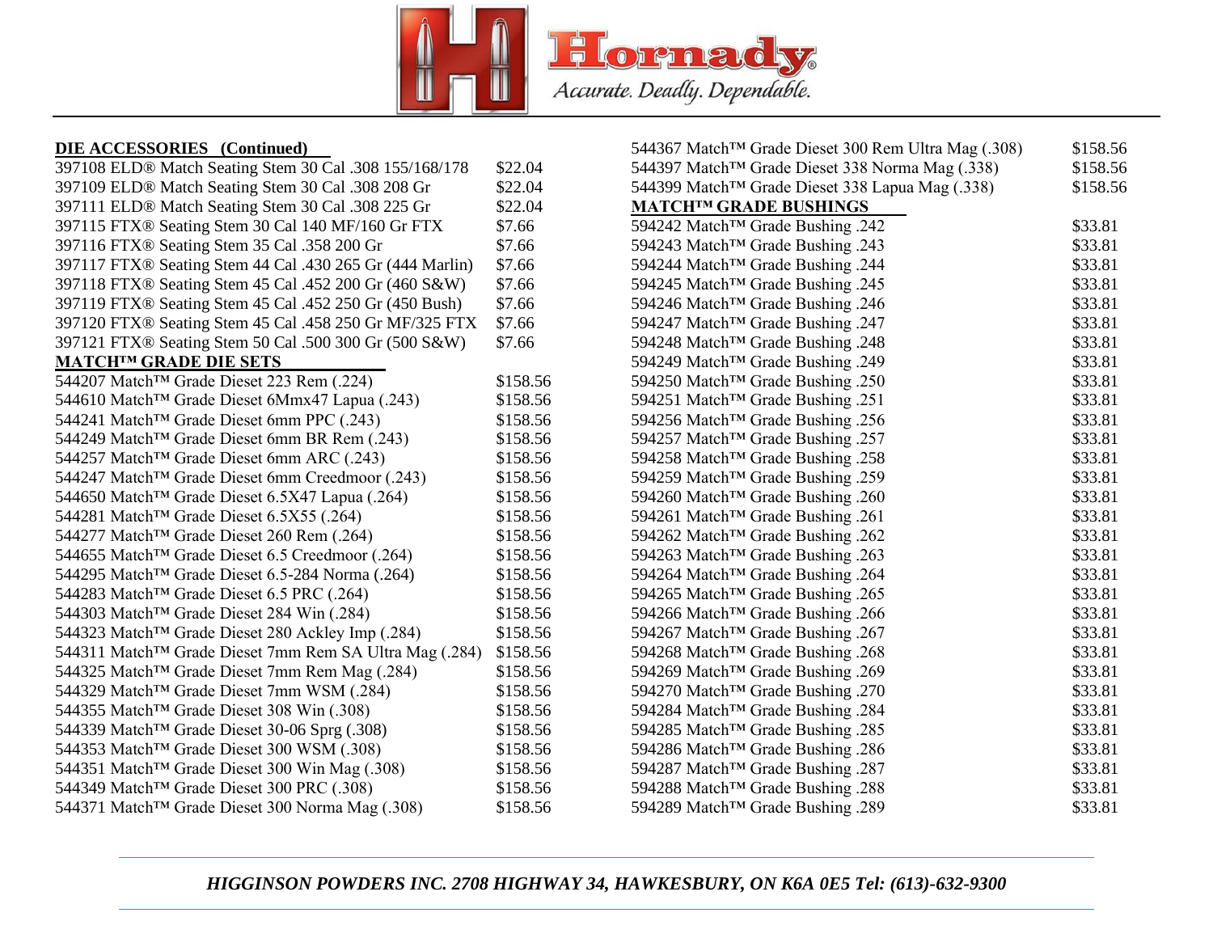## DIE ACCESSORIES (Continued)

| Item | Price |
|---|---|
| 397108 ELD® Match Seating Stem 30 Cal .308 155/168/178 | $22.04 |
| 397109 ELD® Match Seating Stem 30 Cal .308 208 Gr | $22.04 |
| 397111 ELD® Match Seating Stem 30 Cal .308 225 Gr | $22.04 |
| 397115 FTX® Seating Stem 30 Cal 140 MF/160 Gr FTX | $7.66 |
| 397116 FTX® Seating Stem 35 Cal .358 200 Gr | $7.66 |
| 397117 FTX® Seating Stem 44 Cal .430 265 Gr (444 Marlin) | $7.66 |
| 397118 FTX® Seating Stem 45 Cal .452 200 Gr (460 S&W) | $7.66 |
| 397119 FTX® Seating Stem 45 Cal .452 250 Gr (450 Bush) | $7.66 |
| 397120 FTX® Seating Stem 45 Cal .458 250 Gr MF/325 FTX | $7.66 |
| 397121 FTX® Seating Stem 50 Cal .500 300 Gr (500 S&W) | $7.66 |

## MATCH™ GRADE DIE SETS

| Item | Price |
|---|---|
| 544207 Match™ Grade Dieset 223 Rem (.224) | $158.56 |
| 544610 Match™ Grade Dieset 6Mmx47 Lapua (.243) | $158.56 |
| 544241 Match™ Grade Dieset 6mm PPC (.243) | $158.56 |
| 544249 Match™ Grade Dieset 6mm BR Rem (.243) | $158.56 |
| 544257 Match™ Grade Dieset 6mm ARC (.243) | $158.56 |
| 544247 Match™ Grade Dieset 6mm Creedmoor (.243) | $158.56 |
| 544650 Match™ Grade Dieset 6.5X47 Lapua (.264) | $158.56 |
| 544281 Match™ Grade Dieset 6.5X55 (.264) | $158.56 |
| 544277 Match™ Grade Dieset 260 Rem (.264) | $158.56 |
| 544655 Match™ Grade Dieset 6.5 Creedmoor (.264) | $158.56 |
| 544295 Match™ Grade Dieset 6.5-284 Norma (.264) | $158.56 |
| 544283 Match™ Grade Dieset 6.5 PRC (.264) | $158.56 |
| 544303 Match™ Grade Dieset 284 Win (.284) | $158.56 |
| 544323 Match™ Grade Dieset 280 Ackley Imp (.284) | $158.56 |
| 544311 Match™ Grade Dieset 7mm Rem SA Ultra Mag (.284) | $158.56 |
| 544325 Match™ Grade Dieset 7mm Rem Mag (.284) | $158.56 |
| 544329 Match™ Grade Dieset 7mm WSM (.284) | $158.56 |
| 544355 Match™ Grade Dieset 308 Win (.308) | $158.56 |
| 544339 Match™ Grade Dieset 30-06 Sprg (.308) | $158.56 |
| 544353 Match™ Grade Dieset 300 WSM (.308) | $158.56 |
| 544351 Match™ Grade Dieset 300 Win Mag (.308) | $158.56 |
| 544349 Match™ Grade Dieset 300 PRC (.308) | $158.56 |
| 544371 Match™ Grade Dieset 300 Norma Mag (.308) | $158.56 |
| 544367 Match™ Grade Dieset 300 Rem Ultra Mag (.308) | $158.56 |
| 544397 Match™ Grade Dieset 338 Norma Mag (.338) | $158.56 |
| 544399 Match™ Grade Dieset 338 Lapua Mag (.338) | $158.56 |

## MATCH™ GRADE BUSHINGS

| Item | Price |
|---|---|
| 594242 Match™ Grade Bushing .242 | $33.81 |
| 594243 Match™ Grade Bushing .243 | $33.81 |
| 594244 Match™ Grade Bushing .244 | $33.81 |
| 594245 Match™ Grade Bushing .245 | $33.81 |
| 594246 Match™ Grade Bushing .246 | $33.81 |
| 594247 Match™ Grade Bushing .247 | $33.81 |
| 594248 Match™ Grade Bushing .248 | $33.81 |
| 594249 Match™ Grade Bushing .249 | $33.81 |
| 594250 Match™ Grade Bushing .250 | $33.81 |
| 594251 Match™ Grade Bushing .251 | $33.81 |
| 594256 Match™ Grade Bushing .256 | $33.81 |
| 594257 Match™ Grade Bushing .257 | $33.81 |
| 594258 Match™ Grade Bushing .258 | $33.81 |
| 594259 Match™ Grade Bushing .259 | $33.81 |
| 594260 Match™ Grade Bushing .260 | $33.81 |
| 594261 Match™ Grade Bushing .261 | $33.81 |
| 594262 Match™ Grade Bushing .262 | $33.81 |
| 594263 Match™ Grade Bushing .263 | $33.81 |
| 594264 Match™ Grade Bushing .264 | $33.81 |
| 594265 Match™ Grade Bushing .265 | $33.81 |
| 594266 Match™ Grade Bushing .266 | $33.81 |
| 594267 Match™ Grade Bushing .267 | $33.81 |
| 594268 Match™ Grade Bushing .268 | $33.81 |
| 594269 Match™ Grade Bushing .269 | $33.81 |
| 594270 Match™ Grade Bushing .270 | $33.81 |
| 594284 Match™ Grade Bushing .284 | $33.81 |
| 594285 Match™ Grade Bushing .285 | $33.81 |
| 594286 Match™ Grade Bushing .286 | $33.81 |
| 594287 Match™ Grade Bushing .287 | $33.81 |
| 594288 Match™ Grade Bushing .288 | $33.81 |
| 594289 Match™ Grade Bushing .289 | $33.81 |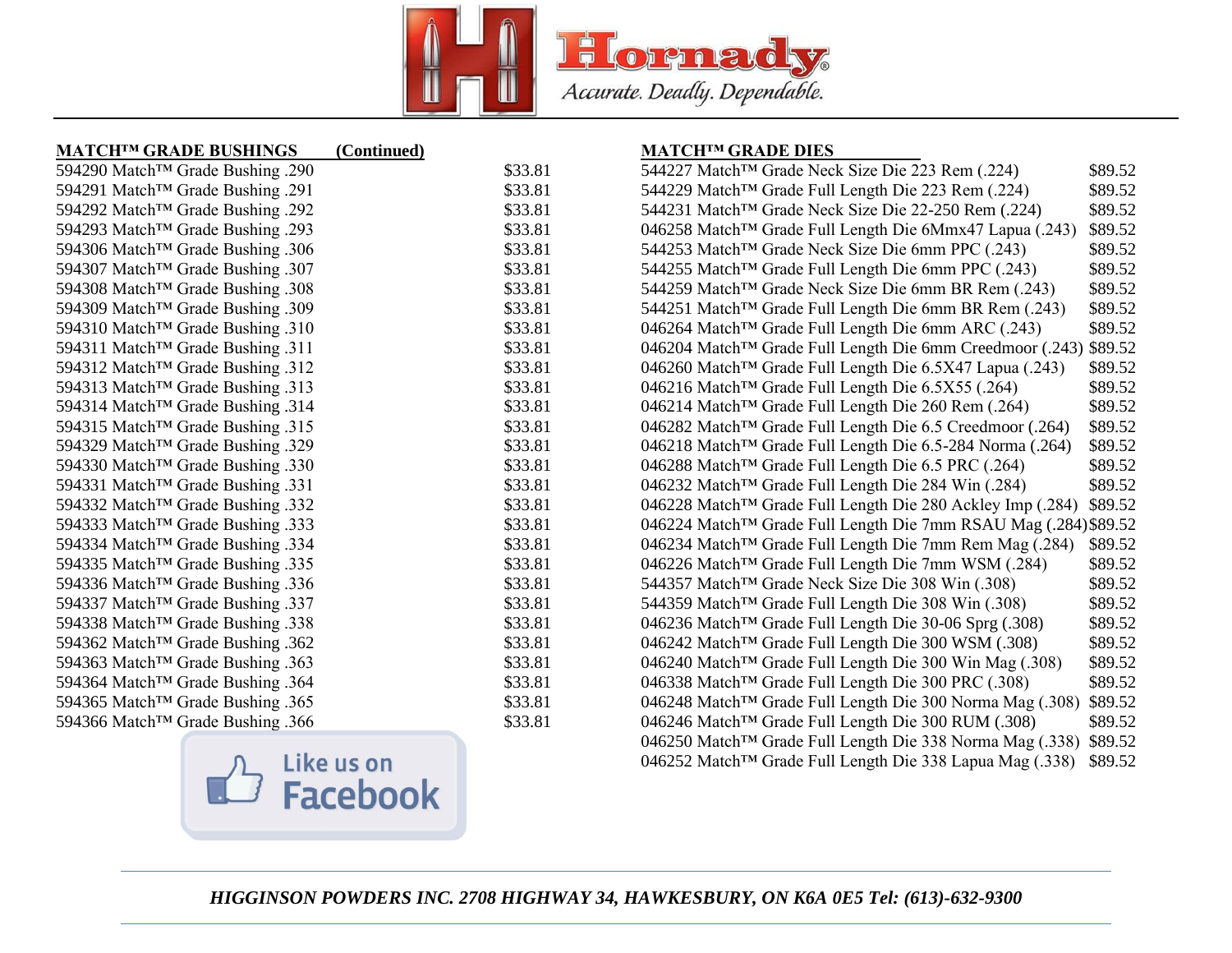## MATCH™ GRADE BUSHINGS (Continued)

| Item | Price |
|---|---|
| 594290 Match™ Grade Bushing .290 | $33.81 |
| 594291 Match™ Grade Bushing .291 | $33.81 |
| 594292 Match™ Grade Bushing .292 | $33.81 |
| 594293 Match™ Grade Bushing .293 | $33.81 |
| 594306 Match™ Grade Bushing .306 | $33.81 |
| 594307 Match™ Grade Bushing .307 | $33.81 |
| 594308 Match™ Grade Bushing .308 | $33.81 |
| 594309 Match™ Grade Bushing .309 | $33.81 |
| 594310 Match™ Grade Bushing .310 | $33.81 |
| 594311 Match™ Grade Bushing .311 | $33.81 |
| 594312 Match™ Grade Bushing .312 | $33.81 |
| 594313 Match™ Grade Bushing .313 | $33.81 |
| 594314 Match™ Grade Bushing .314 | $33.81 |
| 594315 Match™ Grade Bushing .315 | $33.81 |
| 594329 Match™ Grade Bushing .329 | $33.81 |
| 594330 Match™ Grade Bushing .330 | $33.81 |
| 594331 Match™ Grade Bushing .331 | $33.81 |
| 594332 Match™ Grade Bushing .332 | $33.81 |
| 594333 Match™ Grade Bushing .333 | $33.81 |
| 594334 Match™ Grade Bushing .334 | $33.81 |
| 594335 Match™ Grade Bushing .335 | $33.81 |
| 594336 Match™ Grade Bushing .336 | $33.81 |
| 594337 Match™ Grade Bushing .337 | $33.81 |
| 594338 Match™ Grade Bushing .338 | $33.81 |
| 594362 Match™ Grade Bushing .362 | $33.81 |
| 594363 Match™ Grade Bushing .363 | $33.81 |
| 594364 Match™ Grade Bushing .364 | $33.81 |
| 594365 Match™ Grade Bushing .365 | $33.81 |
| 594366 Match™ Grade Bushing .366 | $33.81 |

Like us on Facebook

## MATCH™ GRADE DIES

| Item | Price |
|---|---|
| 544227 Match™ Grade Neck Size Die 223 Rem (.224) | $89.52 |
| 544229 Match™ Grade Full Length Die 223 Rem (.224) | $89.52 |
| 544231 Match™ Grade Neck Size Die 22-250 Rem (.224) | $89.52 |
| 046258 Match™ Grade Full Length Die 6Mmx47 Lapua (.243) | $89.52 |
| 544253 Match™ Grade Neck Size Die 6mm PPC (.243) | $89.52 |
| 544255 Match™ Grade Full Length Die 6mm PPC (.243) | $89.52 |
| 544259 Match™ Grade Neck Size Die 6mm BR Rem (.243) | $89.52 |
| 544251 Match™ Grade Full Length Die 6mm BR Rem (.243) | $89.52 |
| 046264 Match™ Grade Full Length Die 6mm ARC (.243) | $89.52 |
| 046204 Match™ Grade Full Length Die 6mm Creedmoor (.243) | $89.52 |
| 046260 Match™ Grade Full Length Die 6.5X47 Lapua (.243) | $89.52 |
| 046216 Match™ Grade Full Length Die 6.5X55 (.264) | $89.52 |
| 046214 Match™ Grade Full Length Die 260 Rem (.264) | $89.52 |
| 046282 Match™ Grade Full Length Die 6.5 Creedmoor (.264) | $89.52 |
| 046218 Match™ Grade Full Length Die 6.5-284 Norma (.264) | $89.52 |
| 046288 Match™ Grade Full Length Die 6.5 PRC (.264) | $89.52 |
| 046232 Match™ Grade Full Length Die 284 Win (.284) | $89.52 |
| 046228 Match™ Grade Full Length Die 280 Ackley Imp (.284) | $89.52 |
| 046224 Match™ Grade Full Length Die 7mm RSAU Mag (.284) | $89.52 |
| 046234 Match™ Grade Full Length Die 7mm Rem Mag (.284) | $89.52 |
| 046226 Match™ Grade Full Length Die 7mm WSM (.284) | $89.52 |
| 544357 Match™ Grade Neck Size Die 308 Win (.308) | $89.52 |
| 544359 Match™ Grade Full Length Die 308 Win (.308) | $89.52 |
| 046236 Match™ Grade Full Length Die 30-06 Sprg (.308) | $89.52 |
| 046242 Match™ Grade Full Length Die 300 WSM (.308) | $89.52 |
| 046240 Match™ Grade Full Length Die 300 Win Mag (.308) | $89.52 |
| 046338 Match™ Grade Full Length Die 300 PRC (.308) | $89.52 |
| 046248 Match™ Grade Full Length Die 300 Norma Mag (.308) | $89.52 |
| 046246 Match™ Grade Full Length Die 300 RUM (.308) | $89.52 |
| 046250 Match™ Grade Full Length Die 338 Norma Mag (.338) | $89.52 |
| 046252 Match™ Grade Full Length Die 338 Lapua Mag (.338) | $89.52 |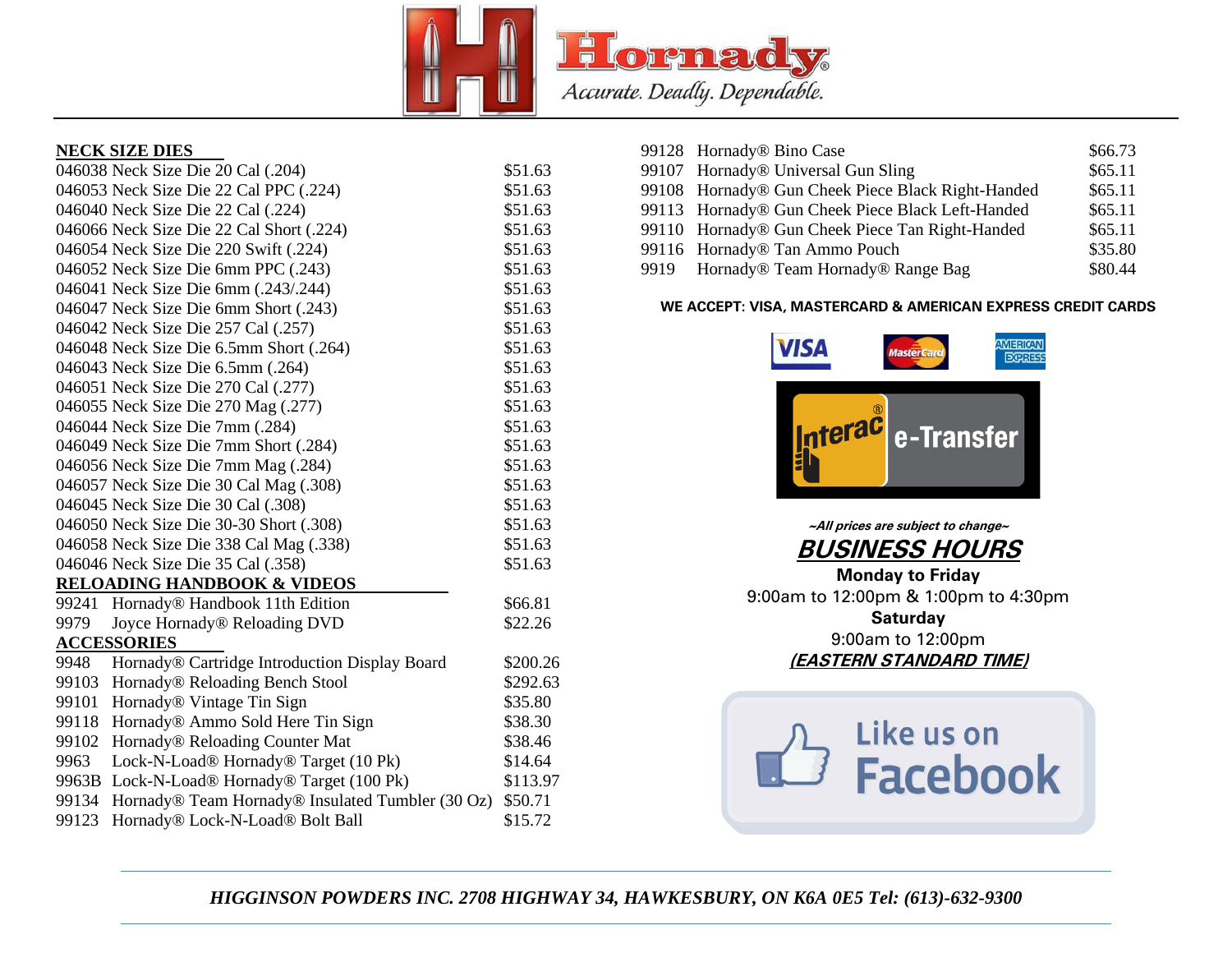## NECK SIZE DIES

| | |
|---|---|
| 046038 Neck Size Die 20 Cal (.204) | $51.63 |
| 046053 Neck Size Die 22 Cal PPC (.224) | $51.63 |
| 046040 Neck Size Die 22 Cal (.224) | $51.63 |
| 046066 Neck Size Die 22 Cal Short (.224) | $51.63 |
| 046054 Neck Size Die 220 Swift (.224) | $51.63 |
| 046052 Neck Size Die 6mm PPC (.243) | $51.63 |
| 046041 Neck Size Die 6mm (.243/.244) | $51.63 |
| 046047 Neck Size Die 6mm Short (.243) | $51.63 |
| 046042 Neck Size Die 257 Cal (.257) | $51.63 |
| 046048 Neck Size Die 6.5mm Short (.264) | $51.63 |
| 046043 Neck Size Die 6.5mm (.264) | $51.63 |
| 046051 Neck Size Die 270 Cal (.277) | $51.63 |
| 046055 Neck Size Die 270 Mag (.277) | $51.63 |
| 046044 Neck Size Die 7mm (.284) | $51.63 |
| 046049 Neck Size Die 7mm Short (.284) | $51.63 |
| 046056 Neck Size Die 7mm Mag (.284) | $51.63 |
| 046057 Neck Size Die 30 Cal Mag (.308) | $51.63 |
| 046045 Neck Size Die 30 Cal (.308) | $51.63 |
| 046050 Neck Size Die 30-30 Short (.308) | $51.63 |
| 046058 Neck Size Die 338 Cal Mag (.338) | $51.63 |
| 046046 Neck Size Die 35 Cal (.358) | $51.63 |

## RELOADING HANDBOOK & VIDEOS

| | | |
|---|---|---|
| 99241 | Hornady® Handbook 11th Edition | $66.81 |
| 9979 | Joyce Hornady® Reloading DVD | $22.26 |

## ACCESSORIES

| | | |
|---|---|---|
| 9948 | Hornady® Cartridge Introduction Display Board | $200.26 |
| 99103 | Hornady® Reloading Bench Stool | $292.63 |
| 99101 | Hornady® Vintage Tin Sign | $35.80 |
| 99118 | Hornady® Ammo Sold Here Tin Sign | $38.30 |
| 99102 | Hornady® Reloading Counter Mat | $38.46 |
| 9963 | Lock-N-Load® Hornady® Target (10 Pk) | $14.64 |
| 9963B | Lock-N-Load® Hornady® Target (100 Pk) | $113.97 |
| 99134 | Hornady® Team Hornady® Insulated Tumbler (30 Oz) | $50.71 |
| 99123 | Hornady® Lock-N-Load® Bolt Ball | $15.72 |
| 99128 | Hornady® Bino Case | $66.73 |
| 99107 | Hornady® Universal Gun Sling | $65.11 |
| 99108 | Hornady® Gun Cheek Piece Black Right-Handed | $65.11 |
| 99113 | Hornady® Gun Cheek Piece Black Left-Handed | $65.11 |
| 99110 | Hornady® Gun Cheek Piece Tan Right-Handed | $65.11 |
| 99116 | Hornady® Tan Ammo Pouch | $35.80 |
| 9919 | Hornady® Team Hornady® Range Bag | $80.44 |

**WE ACCEPT: VISA, MASTERCARD & AMERICAN EXPRESS CREDIT CARDS**

*~All prices are subject to change~*

## *BUSINESS HOURS*

**Monday to Friday**

9:00am to 12:00pm & 1:00pm to 4:30pm

**Saturday**

9:00am to 12:00pm

***(EASTERN STANDARD TIME)***

Like us on Facebook

*HIGGINSON POWDERS INC. 2708 HIGHWAY 34, HAWKESBURY, ON K6A 0E5 Tel: (613)-632-9300*